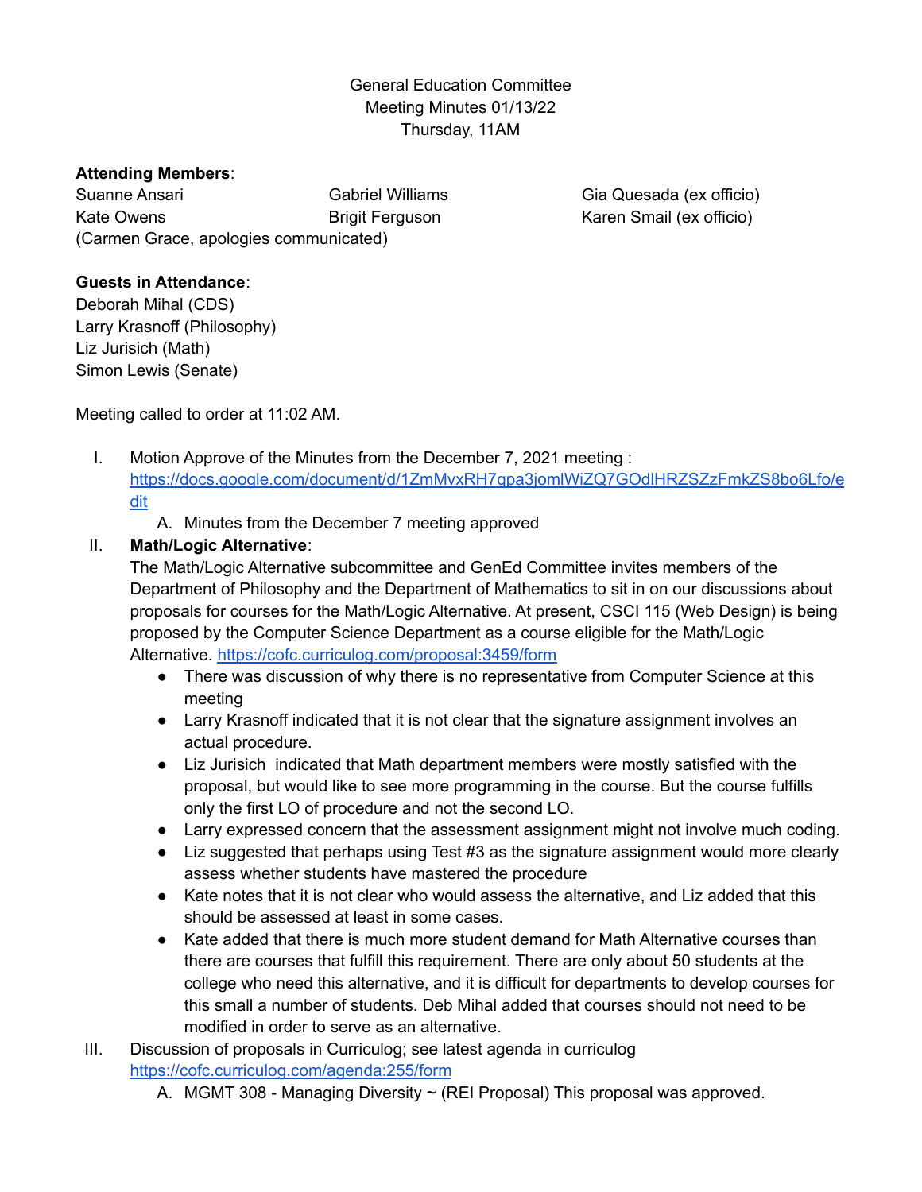General Education Committee
Meeting Minutes 01/13/22
Thursday, 11AM

**Attending Members**:

Suanne Ansari
Kate Owens
Gabriel Williams
Brigit Ferguson
Gia Quesada (ex officio)
Karen Smail (ex officio)
(Carmen Grace, apologies communicated)

**Guests in Attendance**:

Deborah Mihal (CDS)
Larry Krasnoff (Philosophy)
Liz Jurisich (Math)
Simon Lewis (Senate)

Meeting called to order at 11:02 AM.

I. Motion Approve of the Minutes from the December 7, 2021 meeting : https://docs.google.com/document/d/1ZmMvxRH7qpa3jomlWiZQ7GOdlHRZSZzFmkZS8bo6Lfo/edit
   A. Minutes from the December 7 meeting approved

II. **Math/Logic Alternative**:
The Math/Logic Alternative subcommittee and GenEd Committee invites members of the Department of Philosophy and the Department of Mathematics to sit in on our discussions about proposals for courses for the Math/Logic Alternative. At present, CSCI 115 (Web Design) is being proposed by the Computer Science Department as a course eligible for the Math/Logic Alternative. https://cofc.curriculog.com/proposal:3459/form
   - There was discussion of why there is no representative from Computer Science at this meeting
   - Larry Krasnoff indicated that it is not clear that the signature assignment involves an actual procedure.
   - Liz Jurisich indicated that Math department members were mostly satisfied with the proposal, but would like to see more programming in the course. But the course fulfills only the first LO of procedure and not the second LO.
   - Larry expressed concern that the assessment assignment might not involve much coding.
   - Liz suggested that perhaps using Test #3 as the signature assignment would more clearly assess whether students have mastered the procedure
   - Kate notes that it is not clear who would assess the alternative, and Liz added that this should be assessed at least in some cases.
   - Kate added that there is much more student demand for Math Alternative courses than there are courses that fulfill this requirement. There are only about 50 students at the college who need this alternative, and it is difficult for departments to develop courses for this small a number of students. Deb Mihal added that courses should not need to be modified in order to serve as an alternative.

III. Discussion of proposals in Curriculog; see latest agenda in curriculog https://cofc.curriculog.com/agenda:255/form
   A. MGMT 308 - Managing Diversity ~ (REI Proposal) This proposal was approved.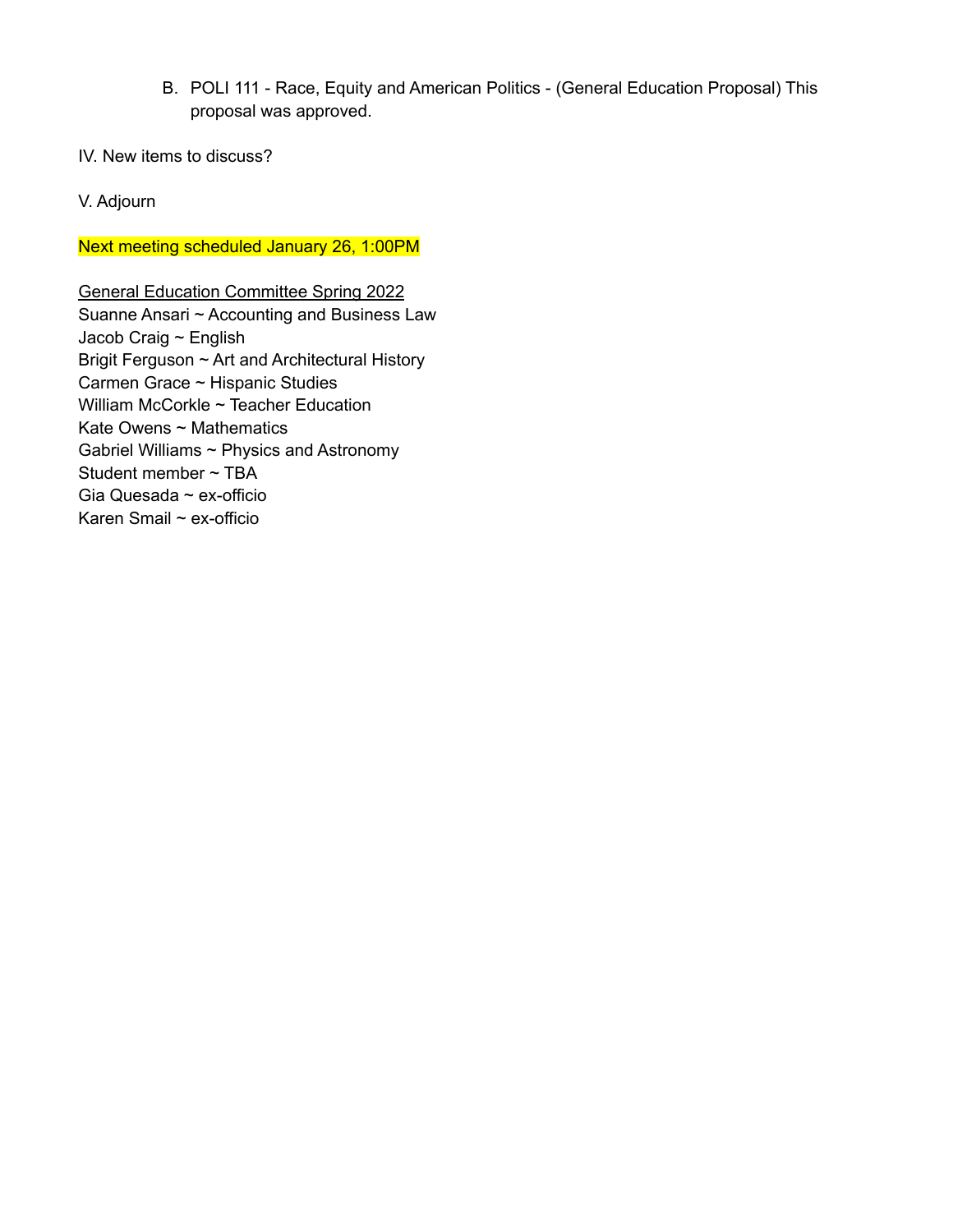B. POLI 111 - Race, Equity and American Politics - (General Education Proposal) This proposal was approved.

IV. New items to discuss?

V. Adjourn

Next meeting scheduled January 26, 1:00PM

General Education Committee Spring 2022

Suanne Ansari ~ Accounting and Business Law
Jacob Craig ~ English
Brigit Ferguson ~ Art and Architectural History
Carmen Grace ~ Hispanic Studies
William McCorkle ~ Teacher Education
Kate Owens ~ Mathematics
Gabriel Williams ~ Physics and Astronomy
Student member ~ TBA
Gia Quesada ~ ex-officio
Karen Smail ~ ex-officio